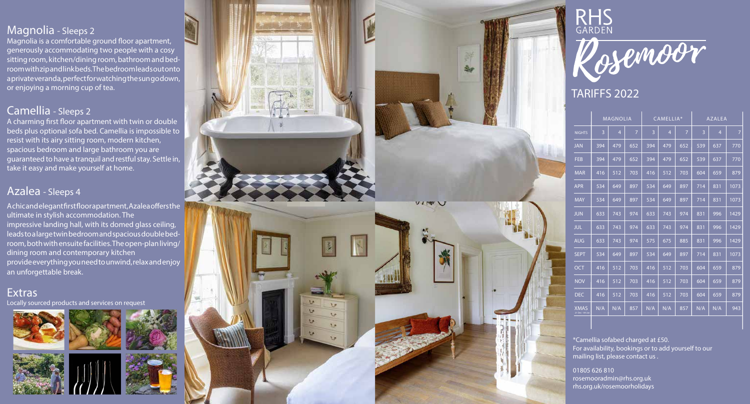## Magnolia - Sleeps 2

Magnolia is a comfortable ground floor apartment, generously accommodating two people with a cosy sitting room, kitchen/dining room, bathroom and bedroom with zip and link beds. The bedroom leads out onto a private veranda, perfect for watching the sun go down, or enjoying a morning cup of tea.

## Camellia - Sleeps 2

A charming first floor apartment with twin or double beds plus optional sofa bed. Camellia is impossible to resist with its airy sitting room, modern kitchen, spacious bedroom and large bathroom you are guaranteed to have a tranquil and restful stay. Settle in, take it easy and make yourself at home.

## Azalea - Sleeps 4

A chic and elegant first floor apartment, Azalea offers the ultimate in stylish accommodation. The impressive landing hall, with its domed glass ceiling, leads to a large twin bedroom and spacious double bedroom, both with ensuite facilities. The open-plan living/dining room and contemporary kitchen provide everything you need to unwind, relax and enjoy an unforgettable break.

## Extras

Locally sourced products and services on request

# RHS GARDEN Rosemoor

## TARIFFS 2022

| | MAGNOLIA | | | CAMELLIA* | | | AZALEA | | |
|---|---|---|---|---|---|---|---|---|---|
| NIGHTS | 3 | 4 | 7 | 3 | 4 | 7 | 3 | 4 | 7 |
| JAN | 394 | 479 | 652 | 394 | 479 | 652 | 539 | 637 | 770 |
| FEB | 394 | 479 | 652 | 394 | 479 | 652 | 539 | 637 | 770 |
| MAR | 416 | 512 | 703 | 416 | 512 | 703 | 604 | 659 | 879 |
| APR | 534 | 649 | 897 | 534 | 649 | 897 | 714 | 831 | 1073 |
| MAY | 534 | 649 | 897 | 534 | 649 | 897 | 714 | 831 | 1073 |
| JUN | 633 | 743 | 974 | 633 | 743 | 974 | 831 | 996 | 1429 |
| JUL | 633 | 743 | 974 | 633 | 743 | 974 | 831 | 996 | 1429 |
| AUG | 633 | 743 | 974 | 575 | 675 | 885 | 831 | 996 | 1429 |
| SEPT | 534 | 649 | 897 | 534 | 649 | 897 | 714 | 831 | 1073 |
| OCT | 416 | 512 | 703 | 416 | 512 | 703 | 604 | 659 | 879 |
| NOV | 416 | 512 | 703 | 416 | 512 | 703 | 604 | 659 | 879 |
| DEC | 416 | 512 | 703 | 416 | 512 | 703 | 604 | 659 | 879 |
| XMAS 21 Dec - 06 Jan | N/A | N/A | 857 | N/A | N/A | 857 | N/A | N/A | 943 |

*Camellia sofabed charged at £50.
For availability, bookings or to add yourself to our mailing list, please contact us .

01805 626 810
rosemooradmin@rhs.org.uk
rhs.org.uk/rosemoorholidays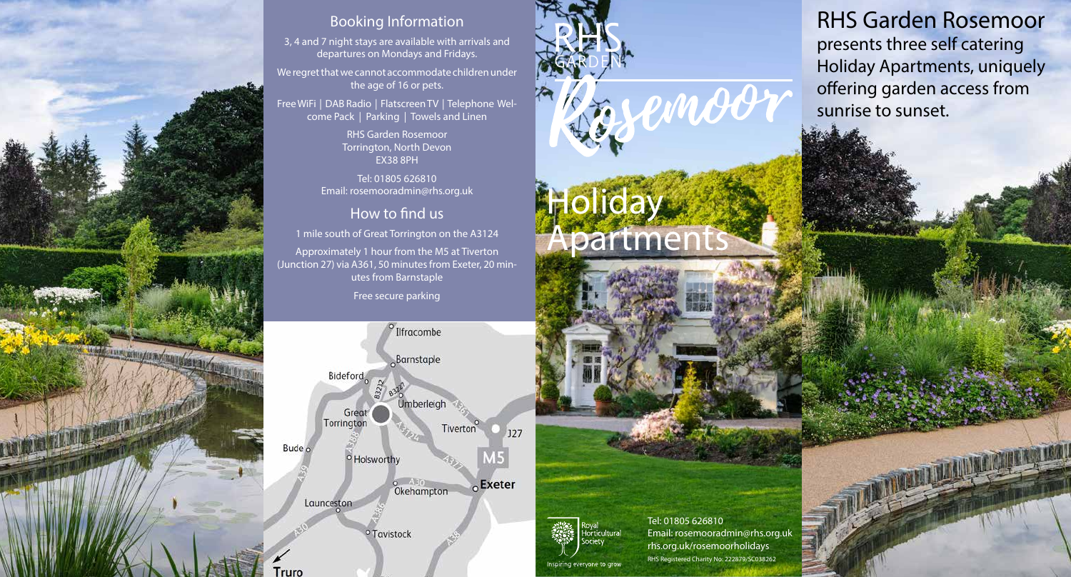## Booking Information

3, 4 and 7 night stays are available with arrivals and departures on Mondays and Fridays.

We regret that we cannot accommodate children under the age of 16 or pets.

Free WiFi | DAB Radio | Flatscreen TV | Telephone Welcome Pack | Parking | Towels and Linen

RHS Garden Rosemoor
Torrington, North Devon
EX38 8PH

Tel: 01805 626810
Email: rosemooradmin@rhs.org.uk

## How to find us

1 mile south of Great Torrington on the A3124

Approximately 1 hour from the M5 at Tiverton (Junction 27) via A361, 50 minutes from Exeter, 20 minutes from Barnstaple

Free secure parking

Ilfracombe
Barnstaple
Bideford
B3232
B3227
Umberleigh
A361
Great Torrington
A3124
Tiverton
J27
M5
Bude
A388
Holsworthy
A377
A39
A30
Okehampton
Exeter
Launceston
A386
A30
Tavistock
A38
Truro

# RHS GARDEN Rosemoor

# Holiday Apartments

Royal Horticultural Society
Inspiring everyone to grow

Tel: 01805 626810
Email: rosemooradmin@rhs.org.uk
rhs.org.uk/rosemoorholidays
RHS Registered Charity No: 222879/SC038262

## RHS Garden Rosemoor

presents three self catering Holiday Apartments, uniquely offering garden access from sunrise to sunset.